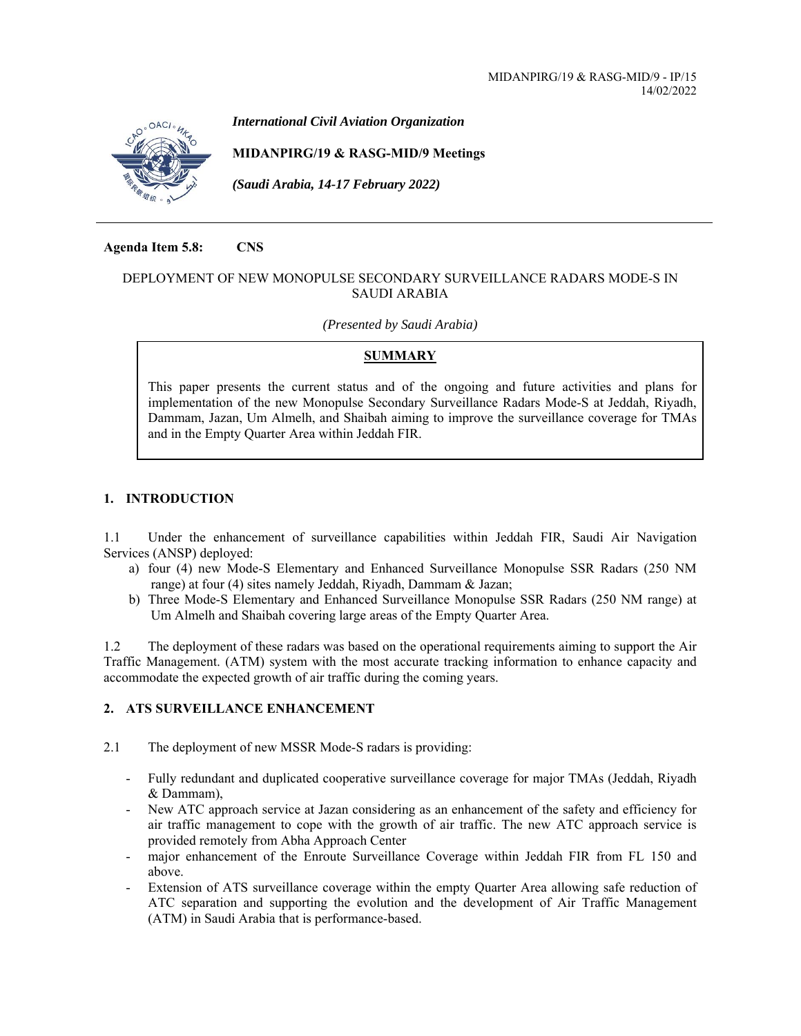MIDANPIRG/19 & RASG-MID/9 - IP/15
14/02/2022

***International Civil Aviation Organization***

**MIDANPIRG/19 & RASG-MID/9 Meetings**

***(Saudi Arabia, 14-17 February 2022)***

---

**Agenda Item 5.8: CNS**

DEPLOYMENT OF NEW MONOPULSE SECONDARY SURVEILLANCE RADARS MODE-S IN SAUDI ARABIA

*(Presented by Saudi Arabia)*

**SUMMARY**

This paper presents the current status and of the ongoing and future activities and plans for implementation of the new Monopulse Secondary Surveillance Radars Mode-S at Jeddah, Riyadh, Dammam, Jazan, Um Almelh, and Shaibah aiming to improve the surveillance coverage for TMAs and in the Empty Quarter Area within Jeddah FIR.

## 1. INTRODUCTION

1.1 Under the enhancement of surveillance capabilities within Jeddah FIR, Saudi Air Navigation Services (ANSP) deployed:

a) four (4) new Mode-S Elementary and Enhanced Surveillance Monopulse SSR Radars (250 NM range) at four (4) sites namely Jeddah, Riyadh, Dammam & Jazan;
b) Three Mode-S Elementary and Enhanced Surveillance Monopulse SSR Radars (250 NM range) at Um Almelh and Shaibah covering large areas of the Empty Quarter Area.

1.2 The deployment of these radars was based on the operational requirements aiming to support the Air Traffic Management. (ATM) system with the most accurate tracking information to enhance capacity and accommodate the expected growth of air traffic during the coming years.

## 2. ATS SURVEILLANCE ENHANCEMENT

2.1 The deployment of new MSSR Mode-S radars is providing:

- Fully redundant and duplicated cooperative surveillance coverage for major TMAs (Jeddah, Riyadh & Dammam),
- New ATC approach service at Jazan considering as an enhancement of the safety and efficiency for air traffic management to cope with the growth of air traffic. The new ATC approach service is provided remotely from Abha Approach Center
- major enhancement of the Enroute Surveillance Coverage within Jeddah FIR from FL 150 and above.
- Extension of ATS surveillance coverage within the empty Quarter Area allowing safe reduction of ATC separation and supporting the evolution and the development of Air Traffic Management (ATM) in Saudi Arabia that is performance-based.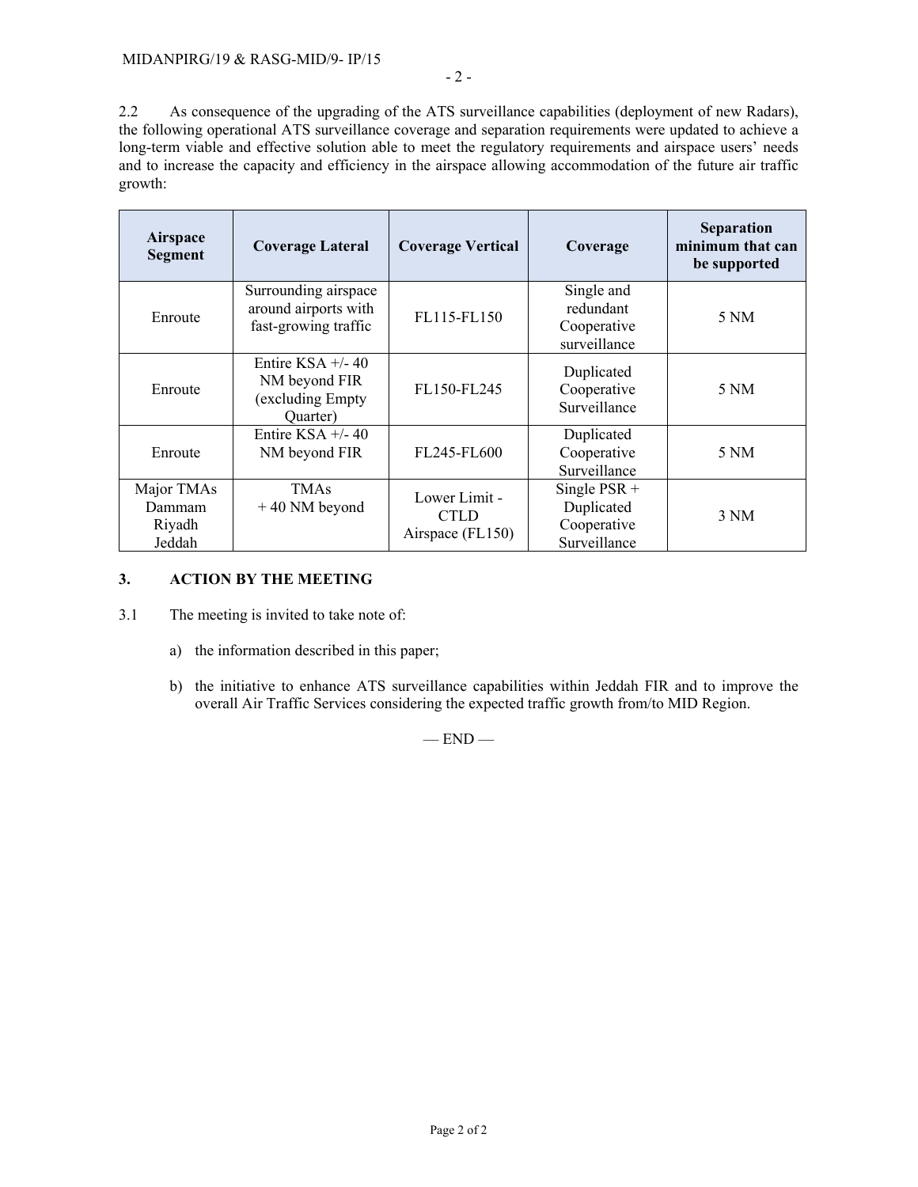2.2 As consequence of the upgrading of the ATS surveillance capabilities (deployment of new Radars), the following operational ATS surveillance coverage and separation requirements were updated to achieve a long-term viable and effective solution able to meet the regulatory requirements and airspace users' needs and to increase the capacity and efficiency in the airspace allowing accommodation of the future air traffic growth:

| Airspace Segment | Coverage Lateral | Coverage Vertical | Coverage | Separation minimum that can be supported |
|---|---|---|---|---|
| Enroute | Surrounding airspace around airports with fast-growing traffic | FL115-FL150 | Single and redundant Cooperative surveillance | 5 NM |
| Enroute | Entire KSA +/- 40 NM beyond FIR (excluding Empty Quarter) | FL150-FL245 | Duplicated Cooperative Surveillance | 5 NM |
| Enroute | Entire KSA +/- 40 NM beyond FIR | FL245-FL600 | Duplicated Cooperative Surveillance | 5 NM |
| Major TMAs Dammam Riyadh Jeddah | TMAs + 40 NM beyond | Lower Limit - CTLD Airspace (FL150) | Single PSR + Duplicated Cooperative Surveillance | 3 NM |

## 3. ACTION BY THE MEETING

3.1 The meeting is invited to take note of:

a) the information described in this paper;

b) the initiative to enhance ATS surveillance capabilities within Jeddah FIR and to improve the overall Air Traffic Services considering the expected traffic growth from/to MID Region.

— END —